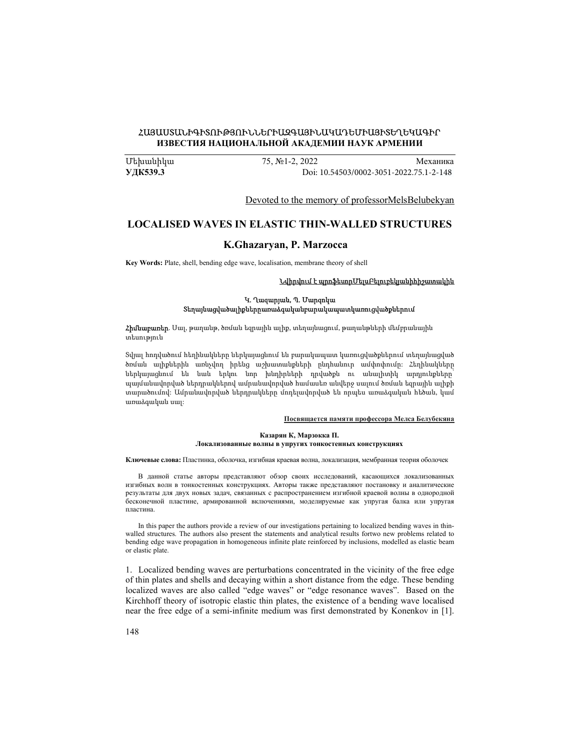ՀԱՅԱՍՏԱՆԻԳԻՏՈՒԹՅՈՒՆՆԵՐԻԱԶԳԱՅԻՆԱԿԱԴԵՄԻԱՅԻՏԵՂԵԿԱԳԻՐ
**ИЗВЕСТИЯ НАЦИОНАЛЬНОЙ АКАДЕМИИ НАУК АРМЕНИИ**

Մեխանիկա 75, №1-2, 2022 Механика
**УДК539.3** Doi: 10.54503/0002-3051-2022.75.1-2-148

Devoted to the memory of professorMelsBelubekyan

# LOCALISED WAVES IN ELASTIC THIN-WALLED STRUCTURES

## K.Ghazaryan, P. Marzocca

**Key Words:** Plate, shell, bending edge wave, localisation, membrane theory of shell

Նվիրվում է պրոֆեսորՄելսԲելուբեկյանիհիշատակին

Կ. Ղազարյան, Պ. Մարզոկա
Տեղայնացվածալիքներըառաձգականբարակապատկառուցվածքներում

**Հիմնաբառեր.** Սալ, թաղանթ, ծռման եզրային ալիք, տեղայնացում, թաղանթների մեմբրանային տեսություն

Տվյալ հոդվածում հեղինակները ներկայացնում են բարակապատ կառուցվածքներում տեղայնացված ծռման ալիքներին առնչվող իրենց աշխատանքների ընդհանուր ամփոփումը: Հեղինակները ներկայացնում են նաև երկու նոր խնդիրների դրվածքն ու անալիտիկ արդյունքները՝ պայմանավորված ներդրակներով ամրանավորված համասեռ անվերջ սալում ծռման եզրային ալիքի տարածումով: Ամրանավորված ներդրակները մոդելավորված են որպես առաձգական հեծան, կամ առաձգական սալ:

**Посвящается памяти профессора Мелса Белубекяна**

**Казарян К, Марзокка П.**
**Локализованные волны в упругих тонкостенных конструкциях**

**Ключевые слова:** Пластинка, оболочка, изгибная краевая волна, локализация, мембранная теория оболочек

В данной статье авторы представляют обзор своих исследований, касающихся локализованных изгибных волн в тонкостенных конструкциях. Авторы также представляют постановку и аналитические результаты для двух новых задач, связанных с распространением изгибной краевой волны в однородной бесконечной пластине, армированной включениями, моделируемые как упругая балка или упругая пластина.

In this paper the authors provide a review of our investigations pertaining to localized bending waves in thin-walled structures. The authors also present the statements and analytical results fortwo new problems related to bending edge wave propagation in homogeneous infinite plate reinforced by inclusions, modelled as elastic beam or elastic plate.

1. Localized bending waves are perturbations concentrated in the vicinity of the free edge of thin plates and shells and decaying within a short distance from the edge. These bending localized waves are also called "edge waves" or "edge resonance waves". Based on the Kirchhoff theory of isotropic elastic thin plates, the existence of a bending wave localised near the free edge of a semi-infinite medium was first demonstrated by Konenkov in [1].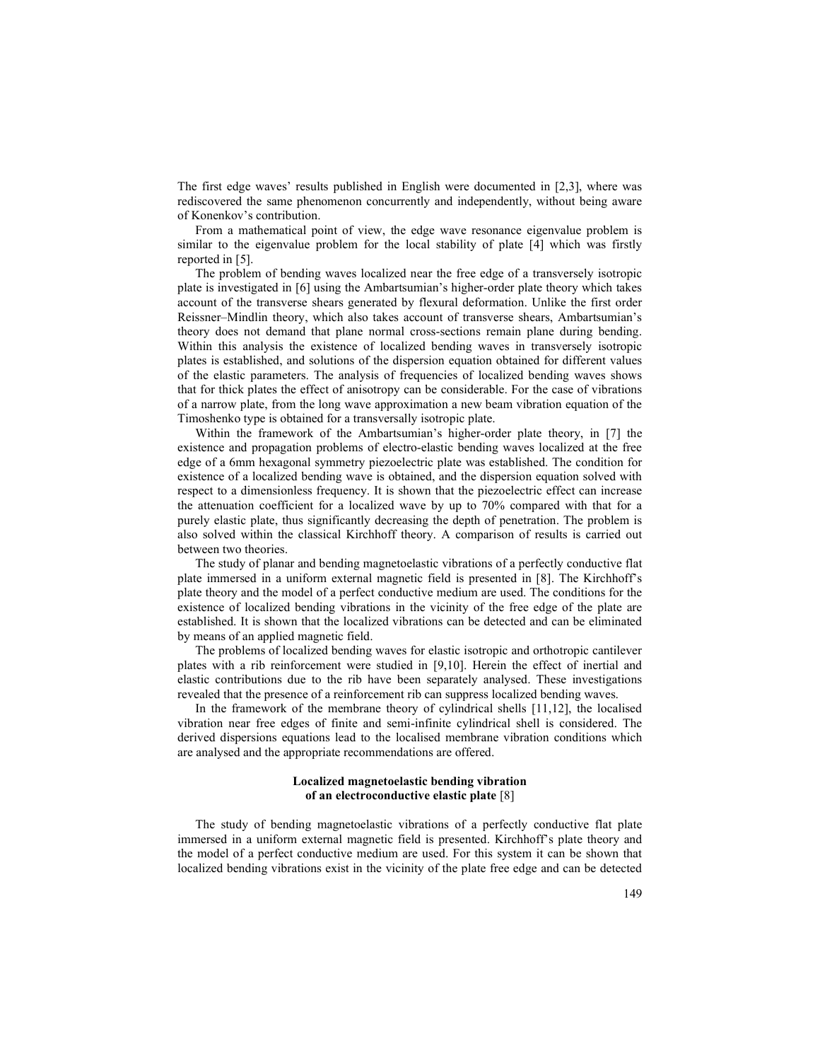The first edge waves' results published in English were documented in [2,3], where was rediscovered the same phenomenon concurrently and independently, without being aware of Konenkov's contribution.

From a mathematical point of view, the edge wave resonance eigenvalue problem is similar to the eigenvalue problem for the local stability of plate [4] which was firstly reported in [5].

The problem of bending waves localized near the free edge of a transversely isotropic plate is investigated in [6] using the Ambartsumian's higher-order plate theory which takes account of the transverse shears generated by flexural deformation. Unlike the first order Reissner–Mindlin theory, which also takes account of transverse shears, Ambartsumian's theory does not demand that plane normal cross-sections remain plane during bending. Within this analysis the existence of localized bending waves in transversely isotropic plates is established, and solutions of the dispersion equation obtained for different values of the elastic parameters. The analysis of frequencies of localized bending waves shows that for thick plates the effect of anisotropy can be considerable. For the case of vibrations of a narrow plate, from the long wave approximation a new beam vibration equation of the Timoshenko type is obtained for a transversally isotropic plate.

Within the framework of the Ambartsumian's higher-order plate theory, in [7] the existence and propagation problems of electro-elastic bending waves localized at the free edge of a 6mm hexagonal symmetry piezoelectric plate was established. The condition for existence of a localized bending wave is obtained, and the dispersion equation solved with respect to a dimensionless frequency. It is shown that the piezoelectric effect can increase the attenuation coefficient for a localized wave by up to 70% compared with that for a purely elastic plate, thus significantly decreasing the depth of penetration. The problem is also solved within the classical Kirchhoff theory. A comparison of results is carried out between two theories.

The study of planar and bending magnetoelastic vibrations of a perfectly conductive flat plate immersed in a uniform external magnetic field is presented in [8]. The Kirchhoff's plate theory and the model of a perfect conductive medium are used. The conditions for the existence of localized bending vibrations in the vicinity of the free edge of the plate are established. It is shown that the localized vibrations can be detected and can be eliminated by means of an applied magnetic field.

The problems of localized bending waves for elastic isotropic and orthotropic cantilever plates with a rib reinforcement were studied in [9,10]. Herein the effect of inertial and elastic contributions due to the rib have been separately analysed. These investigations revealed that the presence of a reinforcement rib can suppress localized bending waves.

In the framework of the membrane theory of cylindrical shells [11,12], the localised vibration near free edges of finite and semi-infinite cylindrical shell is considered. The derived dispersions equations lead to the localised membrane vibration conditions which are analysed and the appropriate recommendations are offered.

## Localized magnetoelastic bending vibration of an electroconductive elastic plate [8]

The study of bending magnetoelastic vibrations of a perfectly conductive flat plate immersed in a uniform external magnetic field is presented. Kirchhoff's plate theory and the model of a perfect conductive medium are used. For this system it can be shown that localized bending vibrations exist in the vicinity of the plate free edge and can be detected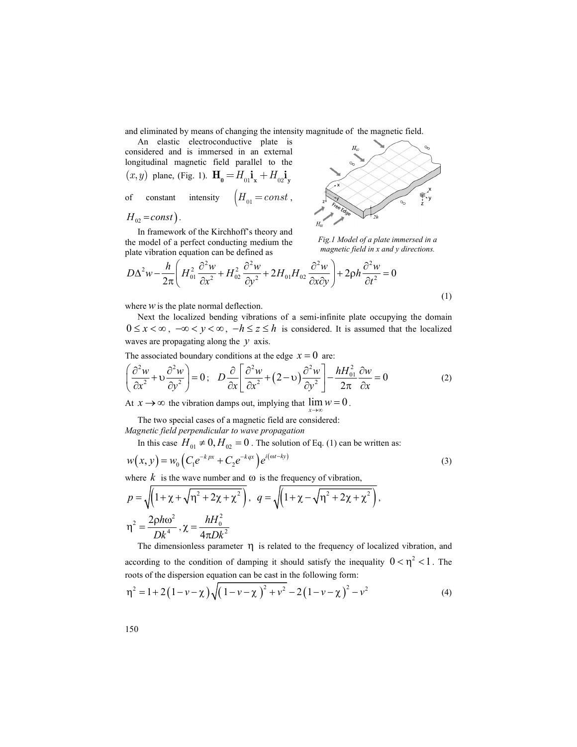and eliminated by means of changing the intensity magnitude of the magnetic field.

An elastic electroconductive plate is considered and is immersed in an external longitudinal magnetic field parallel to the $(x, y)$ plane, (Fig. 1). $\mathbf{H_0} = H_{01}\mathbf{i_x} + H_{02}\mathbf{i_y}$ of constant intensity $(H_{01} = const$, $H_{02} = const)$.

In framework of the Kirchhoff's theory and the model of a perfect conducting medium the plate vibration equation can be defined as

*Fig.1 Model of a plate immersed in a magnetic field in x and y directions.*

$$D\Delta^2 w - \frac{h}{2\pi}\left( H_{01}^2 \frac{\partial^2 w}{\partial x^2} + H_{02}^2 \frac{\partial^2 w}{\partial y^2} + 2H_{01}H_{02}\frac{\partial^2 w}{\partial x \partial y} \right) + 2\rho h \frac{\partial^2 w}{\partial t^2} = 0 \tag{1}$$

where $w$ is the plate normal deflection.

Next the localized bending vibrations of a semi-infinite plate occupying the domain $0 \le x < \infty$, $-\infty < y < \infty$, $-h \le z \le h$ is considered. It is assumed that the localized waves are propagating along the $y$ axis.

The associated boundary conditions at the edge $x = 0$ are:

$$\left( \frac{\partial^2 w}{\partial x^2} + \upsilon \frac{\partial^2 w}{\partial y^2} \right) = 0; \quad D\frac{\partial}{\partial x}\left[ \frac{\partial^2 w}{\partial x^2} + (2-\upsilon)\frac{\partial^2 w}{\partial y^2} \right] - \frac{hH_{01}^2}{2\pi}\frac{\partial w}{\partial x} = 0 \tag{2}$$

At $x \to \infty$ the vibration damps out, implying that $\lim_{x\to\infty} w = 0$.

The two special cases of a magnetic field are considered:

*Magnetic field perpendicular to wave propagation*

In this case $H_{01} \ne 0, H_{02} = 0$. The solution of Eq. (1) can be written as:

$$w(x, y) = w_0\left( C_1 e^{-kpx} + C_2 e^{-kqx} \right) e^{i(\omega t - ky)} \tag{3}$$

where $k$ is the wave number and $\omega$ is the frequency of vibration,

$$p = \sqrt{\left(1 + \chi + \sqrt{\eta^2 + 2\chi + \chi^2}\right)}, \quad q = \sqrt{\left(1 + \chi - \sqrt{\eta^2 + 2\chi + \chi^2}\right)},$$

$$\eta^2 = \frac{2\rho h \omega^2}{Dk^4}, \chi = \frac{hH_0^2}{4\pi Dk^2}$$

The dimensionless parameter $\eta$ is related to the frequency of localized vibration, and according to the condition of damping it should satisfy the inequality $0 < \eta^2 < 1$. The roots of the dispersion equation can be cast in the following form:

$$\eta^2 = 1 + 2(1 - v - \chi)\sqrt{(1 - v - \chi)^2 + v^2} - 2(1 - v - \chi)^2 - v^2 \tag{4}$$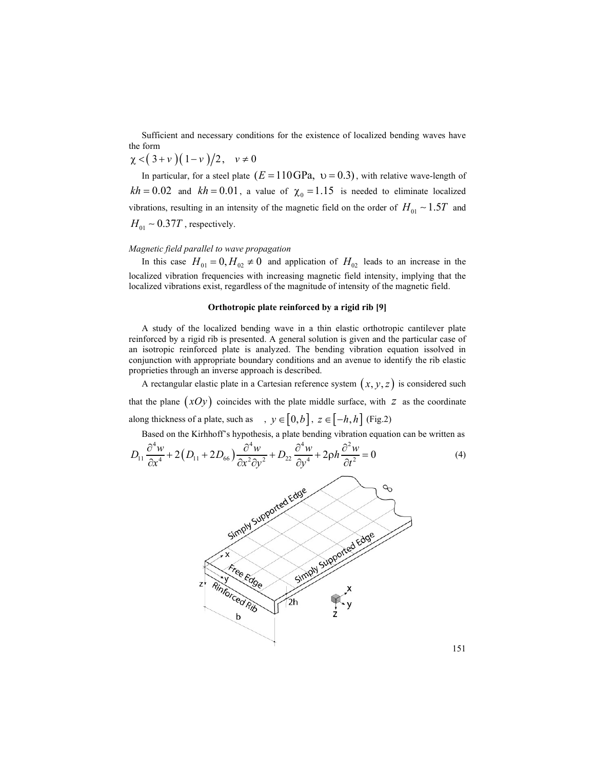Sufficient and necessary conditions for the existence of localized bending waves have the form

$$\chi < (3+v)(1-v)/2, \quad v \neq 0$$

In particular, for a steel plate $(E = 110\,\text{GPa},\ \upsilon = 0.3)$, with relative wave-length of $kh = 0.02$ and $kh = 0.01$, a value of $\chi_0 = 1.15$ is needed to eliminate localized vibrations, resulting in an intensity of the magnetic field on the order of $H_{01} \sim 1.5T$ and $H_{01} \sim 0.37T$, respectively.

*Magnetic field parallel to wave propagation*

In this case $H_{01} = 0, H_{02} \neq 0$ and application of $H_{02}$ leads to an increase in the localized vibration frequencies with increasing magnetic field intensity, implying that the localized vibrations exist, regardless of the magnitude of intensity of the magnetic field.

**Orthotropic plate reinforced by a rigid rib [9]**

A study of the localized bending wave in a thin elastic orthotropic cantilever plate reinforced by a rigid rib is presented. A general solution is given and the particular case of an isotropic reinforced plate is analyzed. The bending vibration equation issolved in conjunction with appropriate boundary conditions and an avenue to identify the rib elastic proprieties through an inverse approach is described.

A rectangular elastic plate in a Cartesian reference system $(x, y, z)$ is considered such that the plane $(xOy)$ coincides with the plate middle surface, with $z$ as the coordinate along thickness of a plate, such as , $y \in [0, b]$, $z \in [-h, h]$ (Fig.2)

Based on the Kirhhoff's hypothesis, a plate bending vibration equation can be written as

$$D_{11}\frac{\partial^4 w}{\partial x^4} + 2\left(D_{11} + 2D_{66}\right)\frac{\partial^4 w}{\partial x^2 \partial y^2} + D_{22}\frac{\partial^4 w}{\partial y^4} + 2\rho h\frac{\partial^2 w}{\partial t^2} = 0 \tag{4}$$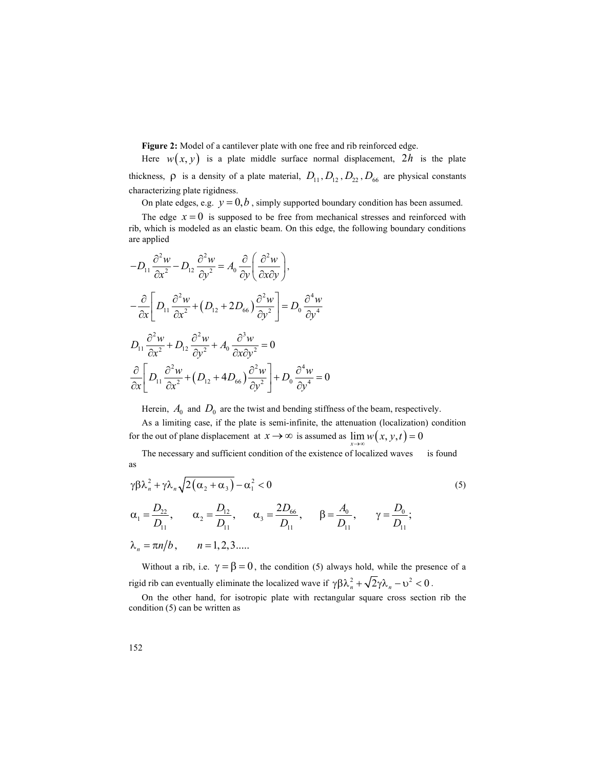**Figure 2:** Model of a cantilever plate with one free and rib reinforced edge.

Here $w(x,y)$ is a plate middle surface normal displacement, $2h$ is the plate thickness, $\rho$ is a density of a plate material, $D_{11}, D_{12}, D_{22}, D_{66}$ are physical constants characterizing plate rigidness.

On plate edges, e.g. $y = 0, b$, simply supported boundary condition has been assumed.

The edge $x = 0$ is supposed to be free from mechanical stresses and reinforced with rib, which is modeled as an elastic beam. On this edge, the following boundary conditions are applied

$$-D_{11}\frac{\partial^2 w}{\partial x^2} - D_{12}\frac{\partial^2 w}{\partial y^2} = A_0 \frac{\partial}{\partial y}\left(\frac{\partial^2 w}{\partial x \partial y}\right),$$

$$-\frac{\partial}{\partial x}\left[D_{11}\frac{\partial^2 w}{\partial x^2} + \left(D_{12} + 2D_{66}\right)\frac{\partial^2 w}{\partial y^2}\right] = D_0 \frac{\partial^4 w}{\partial y^4}$$

$$D_{11}\frac{\partial^2 w}{\partial x^2} + D_{12}\frac{\partial^2 w}{\partial y^2} + A_0 \frac{\partial^3 w}{\partial x \partial y^2} = 0$$

$$\frac{\partial}{\partial x}\left[D_{11}\frac{\partial^2 w}{\partial x^2} + \left(D_{12} + 4D_{66}\right)\frac{\partial^2 w}{\partial y^2}\right] + D_0 \frac{\partial^4 w}{\partial y^4} = 0$$

Herein, $A_0$ and $D_0$ are the twist and bending stiffness of the beam, respectively.

As a limiting case, if the plate is semi-infinite, the attenuation (localization) condition for the out of plane displacement at $x \to \infty$ is assumed as $\lim_{x \to \infty} w(x, y, t) = 0$

The necessary and sufficient condition of the existence of localized waves is found as

$$\gamma\beta\lambda_n^2 + \gamma\lambda_n\sqrt{2\left(\alpha_2 + \alpha_3\right)} - \alpha_1^2 < 0 \tag{5}$$

$$\alpha_1 = \frac{D_{22}}{D_{11}}, \qquad \alpha_2 = \frac{D_{12}}{D_{11}}, \qquad \alpha_3 = \frac{2D_{66}}{D_{11}}, \qquad \beta = \frac{A_0}{D_{11}}, \qquad \gamma = \frac{D_0}{D_{11}};$$

$$\lambda_n = \pi n/b, \qquad n = 1, 2, 3.....$$

Without a rib, i.e. $\gamma = \beta = 0$, the condition (5) always hold, while the presence of a rigid rib can eventually eliminate the localized wave if $\gamma\beta\lambda_n^2 + \sqrt{2}\gamma\lambda_n - \upsilon^2 < 0$.

On the other hand, for isotropic plate with rectangular square cross section rib the condition (5) can be written as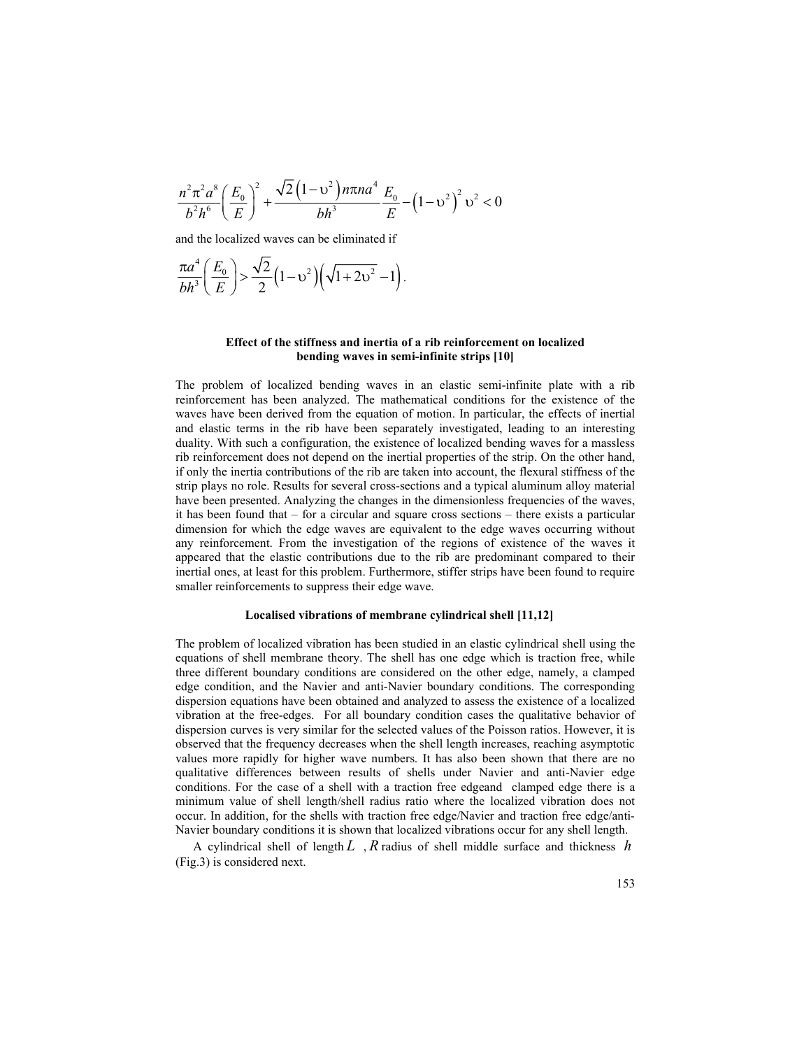$$\frac{n^2\pi^2 a^8}{b^2 h^6}\left(\frac{E_0}{E}\right)^2 + \frac{\sqrt{2}\left(1-\upsilon^2\right)n\pi n a^4}{bh^3}\frac{E_0}{E} - \left(1-\upsilon^2\right)^2\upsilon^2 < 0$$

and the localized waves can be eliminated if

$$\frac{\pi a^4}{bh^3}\left(\frac{E_0}{E}\right) > \frac{\sqrt{2}}{2}\left(1-\upsilon^2\right)\left(\sqrt{1+2\upsilon^2}-1\right).$$

### Effect of the stiffness and inertia of a rib reinforcement on localized bending waves in semi-infinite strips [10]

The problem of localized bending waves in an elastic semi-infinite plate with a rib reinforcement has been analyzed. The mathematical conditions for the existence of the waves have been derived from the equation of motion. In particular, the effects of inertial and elastic terms in the rib have been separately investigated, leading to an interesting duality. With such a configuration, the existence of localized bending waves for a massless rib reinforcement does not depend on the inertial properties of the strip. On the other hand, if only the inertia contributions of the rib are taken into account, the flexural stiffness of the strip plays no role. Results for several cross-sections and a typical aluminum alloy material have been presented. Analyzing the changes in the dimensionless frequencies of the waves, it has been found that – for a circular and square cross sections – there exists a particular dimension for which the edge waves are equivalent to the edge waves occurring without any reinforcement. From the investigation of the regions of existence of the waves it appeared that the elastic contributions due to the rib are predominant compared to their inertial ones, at least for this problem. Furthermore, stiffer strips have been found to require smaller reinforcements to suppress their edge wave.

### Localised vibrations of membrane cylindrical shell [11,12]

The problem of localized vibration has been studied in an elastic cylindrical shell using the equations of shell membrane theory. The shell has one edge which is traction free, while three different boundary conditions are considered on the other edge, namely, a clamped edge condition, and the Navier and anti-Navier boundary conditions. The corresponding dispersion equations have been obtained and analyzed to assess the existence of a localized vibration at the free-edges. For all boundary condition cases the qualitative behavior of dispersion curves is very similar for the selected values of the Poisson ratios. However, it is observed that the frequency decreases when the shell length increases, reaching asymptotic values more rapidly for higher wave numbers. It has also been shown that there are no qualitative differences between results of shells under Navier and anti-Navier edge conditions. For the case of a shell with a traction free edgeand clamped edge there is a minimum value of shell length/shell radius ratio where the localized vibration does not occur. In addition, for the shells with traction free edge/Navier and traction free edge/anti-Navier boundary conditions it is shown that localized vibrations occur for any shell length.

A cylindrical shell of length $L$, $R$ radius of shell middle surface and thickness $h$ (Fig.3) is considered next.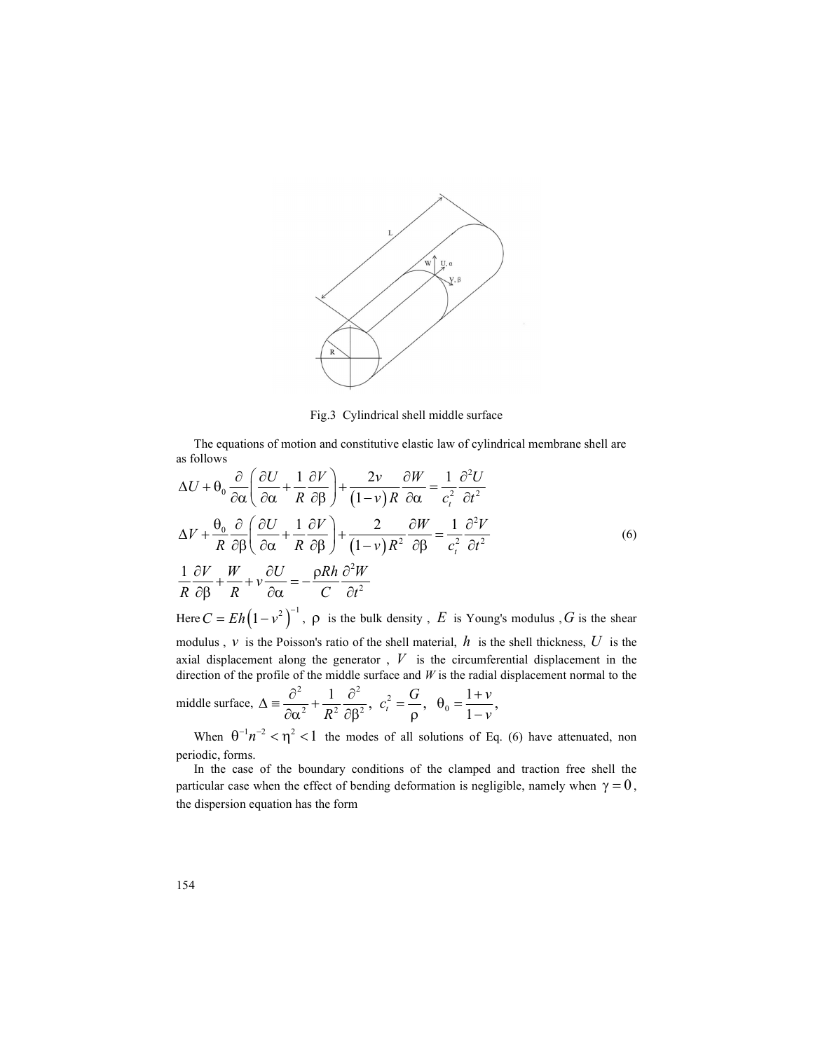Fig.3 Cylindrical shell middle surface

The equations of motion and constitutive elastic law of cylindrical membrane shell are as follows

$$
\begin{aligned}
&\Delta U + \theta_0 \frac{\partial}{\partial \alpha}\left(\frac{\partial U}{\partial \alpha} + \frac{1}{R}\frac{\partial V}{\partial \beta}\right) + \frac{2v}{(1-v)R}\frac{\partial W}{\partial \alpha} = \frac{1}{c_t^2}\frac{\partial^2 U}{\partial t^2} \\
&\Delta V + \frac{\theta_0}{R}\frac{\partial}{\partial \beta}\left(\frac{\partial U}{\partial \alpha} + \frac{1}{R}\frac{\partial V}{\partial \beta}\right) + \frac{2}{(1-v)R^2}\frac{\partial W}{\partial \beta} = \frac{1}{c_t^2}\frac{\partial^2 V}{\partial t^2} \qquad (6) \\
&\frac{1}{R}\frac{\partial V}{\partial \beta} + \frac{W}{R} + v\frac{\partial U}{\partial \alpha} = -\frac{\rho R h}{C}\frac{\partial^2 W}{\partial t^2}
\end{aligned}
$$

Here $C = Eh\left(1-v^2\right)^{-1}$, $\rho$ is the bulk density , $E$ is Young's modulus , $G$ is the shear modulus , $v$ is the Poisson's ratio of the shell material, $h$ is the shell thickness, $U$ is the axial displacement along the generator , $V$ is the circumferential displacement in the direction of the profile of the middle surface and $W$ is the radial displacement normal to the middle surface, $\Delta \equiv \frac{\partial^2}{\partial \alpha^2} + \frac{1}{R^2}\frac{\partial^2}{\partial \beta^2}$, $c_t^2 = \frac{G}{\rho}$, $\theta_0 = \frac{1+v}{1-v}$,

When $\theta^{-1} n^{-2} < \eta^2 < 1$ the modes of all solutions of Eq. (6) have attenuated, non periodic, forms.

In the case of the boundary conditions of the clamped and traction free shell the particular case when the effect of bending deformation is negligible, namely when $\gamma = 0$, the dispersion equation has the form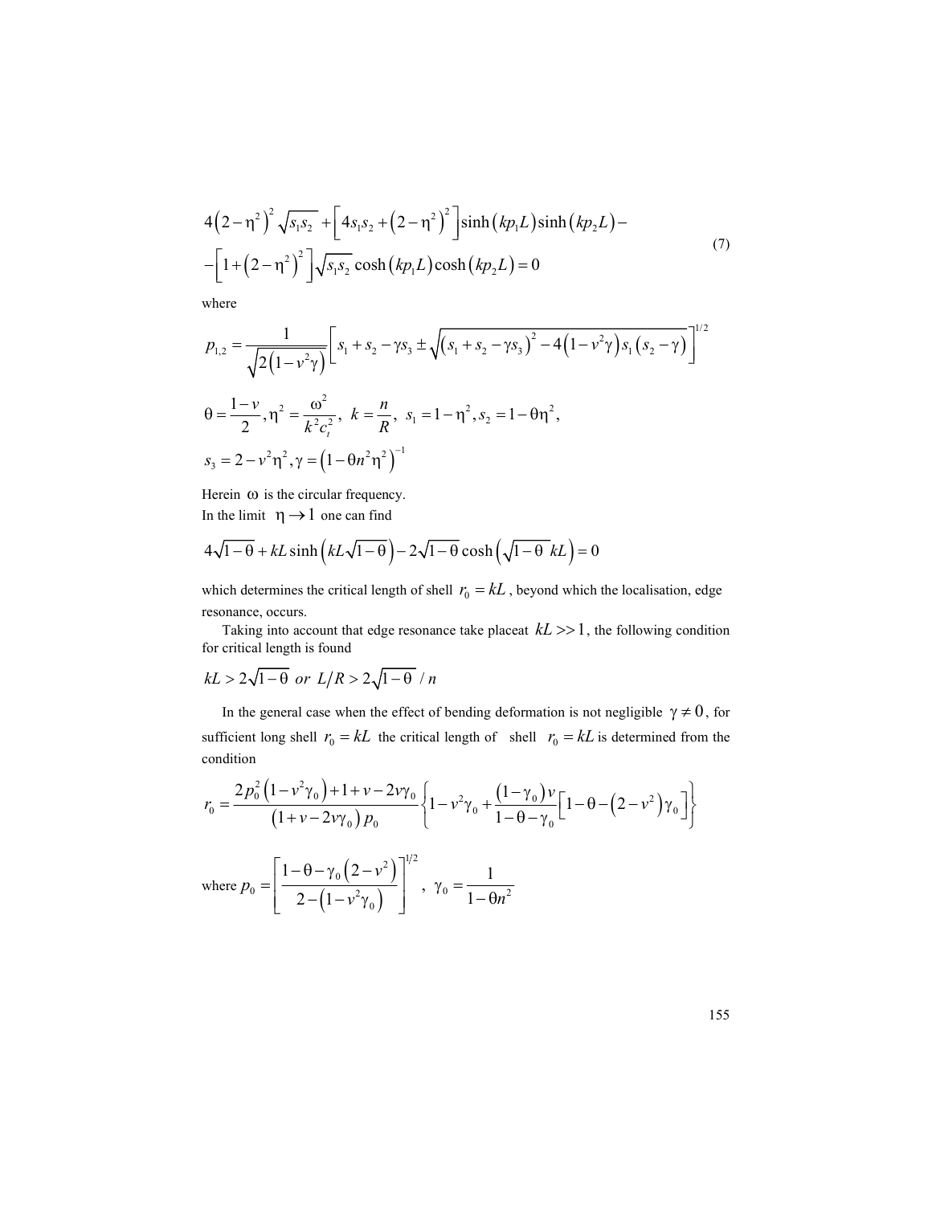$$
\begin{aligned}
&4\left(2-\eta^2\right)^2\sqrt{s_1 s_2}+\left[4 s_1 s_2+\left(2-\eta^2\right)^2\right]\sinh\left(kp_1 L\right)\sinh\left(kp_2 L\right)- \\
&-\left[1+\left(2-\eta^2\right)^2\right]\sqrt{s_1 s_2}\cosh\left(kp_1 L\right)\cosh\left(kp_2 L\right)=0
\end{aligned}
\tag{7}
$$

where

$$
p_{1,2}=\frac{1}{\sqrt{2\left(1-v^2\gamma\right)}}\left[s_1+s_2-\gamma s_3\pm\sqrt{\left(s_1+s_2-\gamma s_3\right)^2-4\left(1-v^2\gamma\right)s_1\left(s_2-\gamma\right)}\right]^{1/2}
$$

$$
\theta=\frac{1-v}{2},\eta^2=\frac{\omega^2}{k^2 c_t^2},\ k=\frac{n}{R},\ s_1=1-\eta^2, s_2=1-\theta\eta^2,
$$

$$
s_3=2-v^2\eta^2,\gamma=\left(1-\theta n^2\eta^2\right)^{-1}
$$

Herein $\omega$ is the circular frequency.
In the limit $\eta\to 1$ one can find

$$
4\sqrt{1-\theta}+kL\sinh\left(kL\sqrt{1-\theta}\right)-2\sqrt{1-\theta}\cosh\left(\sqrt{1-\theta}\,kL\right)=0
$$

which determines the critical length of shell $r_0=kL$, beyond which the localisation, edge resonance, occurs.

Taking into account that edge resonance take placeat $kL>>1$, the following condition for critical length is found

$$
kL>2\sqrt{1-\theta}\ \ or\ \ L/R>2\sqrt{1-\theta}\ /\ n
$$

In the general case when the effect of bending deformation is not negligible $\gamma\neq 0$, for sufficient long shell $r_0=kL$ the critical length of shell $r_0=kL$ is determined from the condition

$$
r_0=\frac{2p_0^2\left(1-v^2\gamma_0\right)+1+v-2v\gamma_0}{\left(1+v-2v\gamma_0\right)p_0}\left\{1-v^2\gamma_0+\frac{\left(1-\gamma_0\right)v}{1-\theta-\gamma_0}\left[1-\theta-\left(2-v^2\right)\gamma_0\right]\right\}
$$

where $p_0=\left[\dfrac{1-\theta-\gamma_0\left(2-v^2\right)}{2-\left(1-v^2\gamma_0\right)}\right]^{1/2},\ \gamma_0=\dfrac{1}{1-\theta n^2}$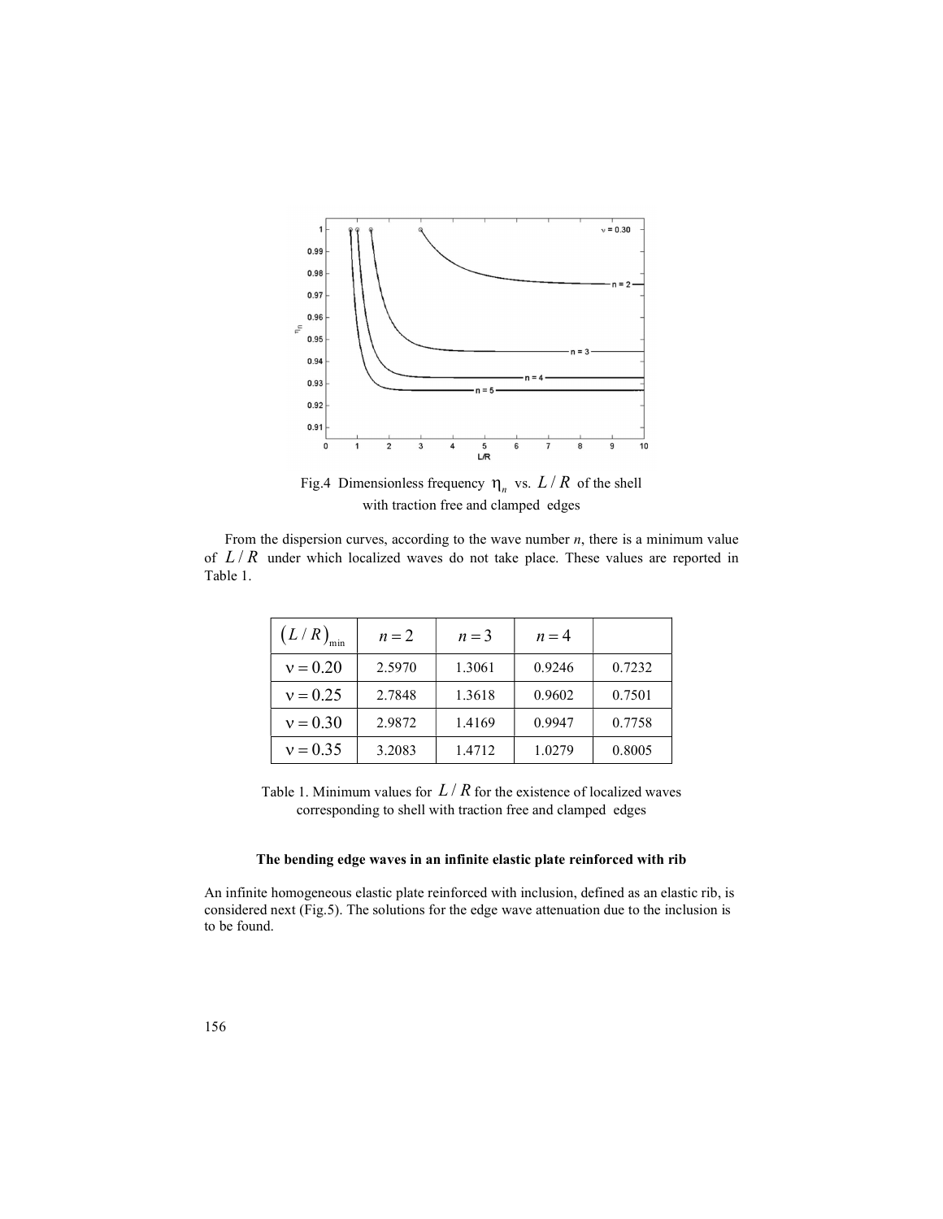Fig.4 Dimensionless frequency $\eta_n$ vs. $L/R$ of the shell with traction free and clamped edges

From the dispersion curves, according to the wave number *n*, there is a minimum value of $L/R$ under which localized waves do not take place. These values are reported in Table 1.

| $(L/R)_{\min}$ | $n=2$ | $n=3$ | $n=4$ | |
|---|---|---|---|---|
| $\nu = 0.20$ | 2.5970 | 1.3061 | 0.9246 | 0.7232 |
| $\nu = 0.25$ | 2.7848 | 1.3618 | 0.9602 | 0.7501 |
| $\nu = 0.30$ | 2.9872 | 1.4169 | 0.9947 | 0.7758 |
| $\nu = 0.35$ | 3.2083 | 1.4712 | 1.0279 | 0.8005 |

Table 1. Minimum values for $L/R$ for the existence of localized waves corresponding to shell with traction free and clamped edges

### The bending edge waves in an infinite elastic plate reinforced with rib

An infinite homogeneous elastic plate reinforced with inclusion, defined as an elastic rib, is considered next (Fig.5). The solutions for the edge wave attenuation due to the inclusion is to be found.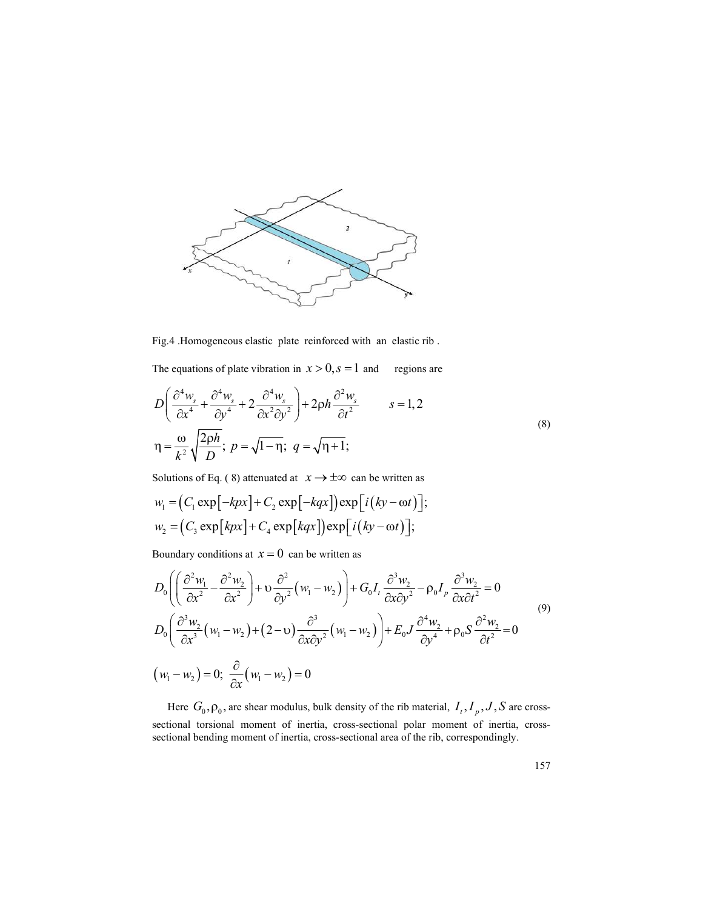Fig.4 .Homogeneous elastic plate reinforced with an elastic rib .

The equations of plate vibration in $x > 0, s = 1$ and regions are

$$
\begin{gathered}
D\left(\frac{\partial^4 w_s}{\partial x^4}+\frac{\partial^4 w_s}{\partial y^4}+2\frac{\partial^4 w_s}{\partial x^2 \partial y^2}\right)+2\rho h\frac{\partial^2 w_s}{\partial t^2} \qquad s=1,2 \\
\eta=\frac{\omega}{k^2}\sqrt{\frac{2\rho h}{D}};\; p=\sqrt{1-\eta};\; q=\sqrt{\eta+1};
\end{gathered} \tag{8}
$$

Solutions of Eq. ( 8) attenuated at $x \to \pm\infty$ can be written as

$$
\begin{aligned}
w_1 &= \left(C_1\exp\left[-kpx\right]+C_2\exp\left[-kqx\right]\right)\exp\left[i\left(ky-\omega t\right)\right]; \\
w_2 &= \left(C_3\exp\left[kpx\right]+C_4\exp\left[kqx\right]\right)\exp\left[i\left(ky-\omega t\right)\right];
\end{aligned}
$$

Boundary conditions at $x = 0$ can be written as

$$
\begin{gathered}
D_0\left(\left(\frac{\partial^2 w_1}{\partial x^2}-\frac{\partial^2 w_2}{\partial x^2}\right)+\upsilon\frac{\partial^2}{\partial y^2}\left(w_1-w_2\right)\right)+G_0 I_t\frac{\partial^3 w_2}{\partial x \partial y^2}-\rho_0 I_p\frac{\partial^3 w_2}{\partial x \partial t^2}=0 \\
D_0\left(\frac{\partial^3 w_2}{\partial x^3}\left(w_1-w_2\right)+\left(2-\upsilon\right)\frac{\partial^3}{\partial x \partial y^2}\left(w_1-w_2\right)\right)+E_0 J\frac{\partial^4 w_2}{\partial y^4}+\rho_0 S\frac{\partial^2 w_2}{\partial t^2}=0
\end{gathered} \tag{9}
$$

$$
\left(w_1-w_2\right)=0;\; \frac{\partial}{\partial x}\left(w_1-w_2\right)=0
$$

Here $G_0, \rho_0$, are shear modulus, bulk density of the rib material, $I_t, I_p, J, S$ are cross-sectional torsional moment of inertia, cross-sectional polar moment of inertia, cross-sectional bending moment of inertia, cross-sectional area of the rib, correspondingly.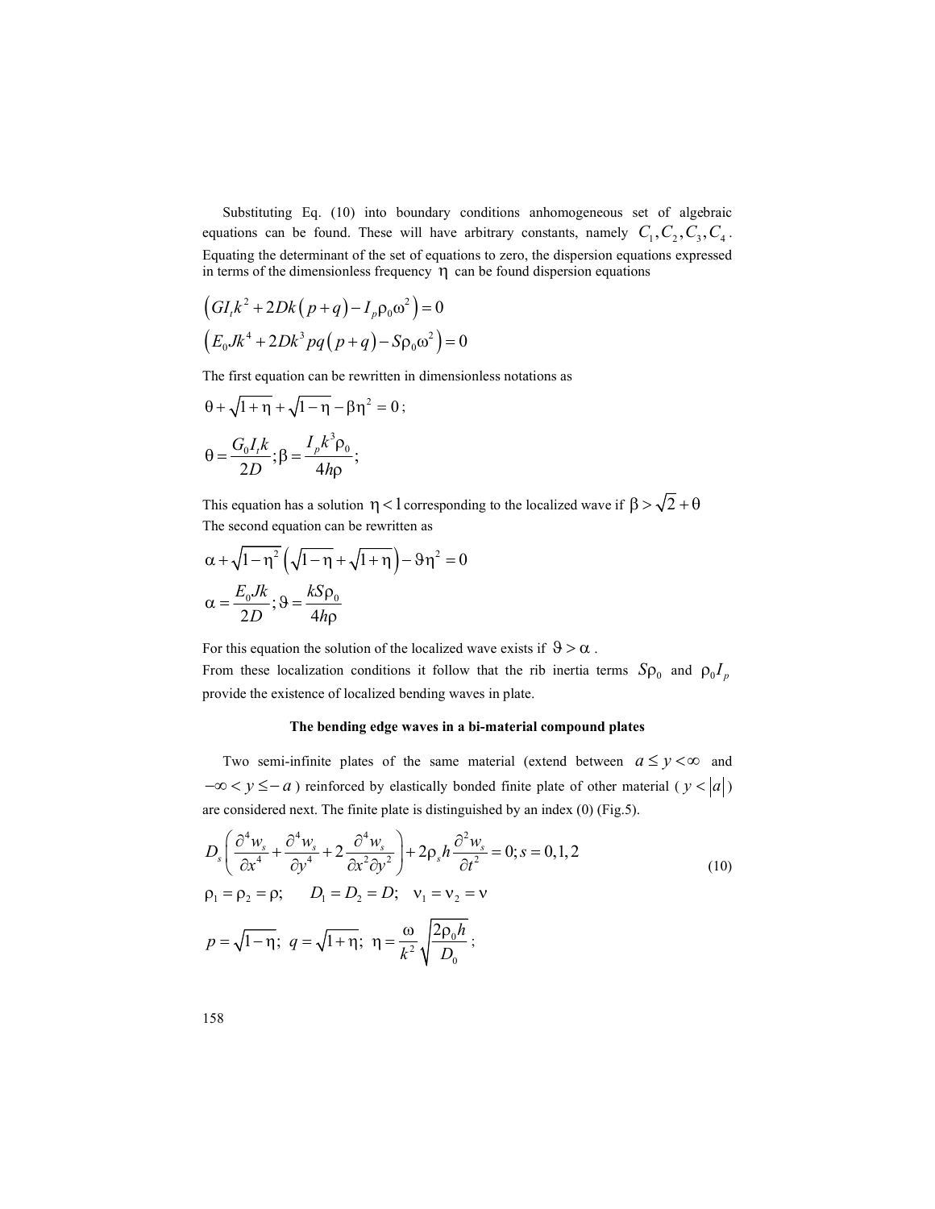Substituting Eq. (10) into boundary conditions anhomogeneous set of algebraic equations can be found. These will have arbitrary constants, namely $C_1, C_2, C_3, C_4$. Equating the determinant of the set of equations to zero, the dispersion equations expressed in terms of the dimensionless frequency $\eta$ can be found dispersion equations

$$\left(GI_t k^2 + 2Dk\left(p+q\right) - I_p \rho_0 \omega^2\right) = 0$$

$$\left(E_0 J k^4 + 2Dk^3 pq\left(p+q\right) - S\rho_0 \omega^2\right) = 0$$

The first equation can be rewritten in dimensionless notations as

$$\theta + \sqrt{1+\eta} + \sqrt{1-\eta} - \beta\eta^2 = 0;$$

$$\theta = \frac{G_0 I_t k}{2D}; \beta = \frac{I_p k^3 \rho_0}{4h\rho};$$

This equation has a solution $\eta < 1$ corresponding to the localized wave if $\beta > \sqrt{2} + \theta$

The second equation can be rewritten as

$$\alpha + \sqrt{1-\eta^2}\left(\sqrt{1-\eta} + \sqrt{1+\eta}\right) - \vartheta\eta^2 = 0$$

$$\alpha = \frac{E_0 J k}{2D}; \vartheta = \frac{kS\rho_0}{4h\rho}$$

For this equation the solution of the localized wave exists if $\vartheta > \alpha$.

From these localization conditions it follow that the rib inertia terms $S\rho_0$ and $\rho_0 I_p$ provide the existence of localized bending waves in plate.

### The bending edge waves in a bi-material compound plates

Two semi-infinite plates of the same material (extend between $a \le y < \infty$ and $-\infty < y \le -a$) reinforced by elastically bonded finite plate of other material ($y < |a|$) are considered next. The finite plate is distinguished by an index (0) (Fig.5).

$$D_s\left(\frac{\partial^4 w_s}{\partial x^4} + \frac{\partial^4 w_s}{\partial y^4} + 2\frac{\partial^4 w_s}{\partial x^2 \partial y^2}\right) + 2\rho_s h \frac{\partial^2 w_s}{\partial t^2} = 0; s = 0,1,2 \tag{10}$$

$$\rho_1 = \rho_2 = \rho; \qquad D_1 = D_2 = D; \quad \nu_1 = \nu_2 = \nu$$

$$p = \sqrt{1-\eta}; \ q = \sqrt{1+\eta}; \ \eta = \frac{\omega}{k^2}\sqrt{\frac{2\rho_0 h}{D_0}};$$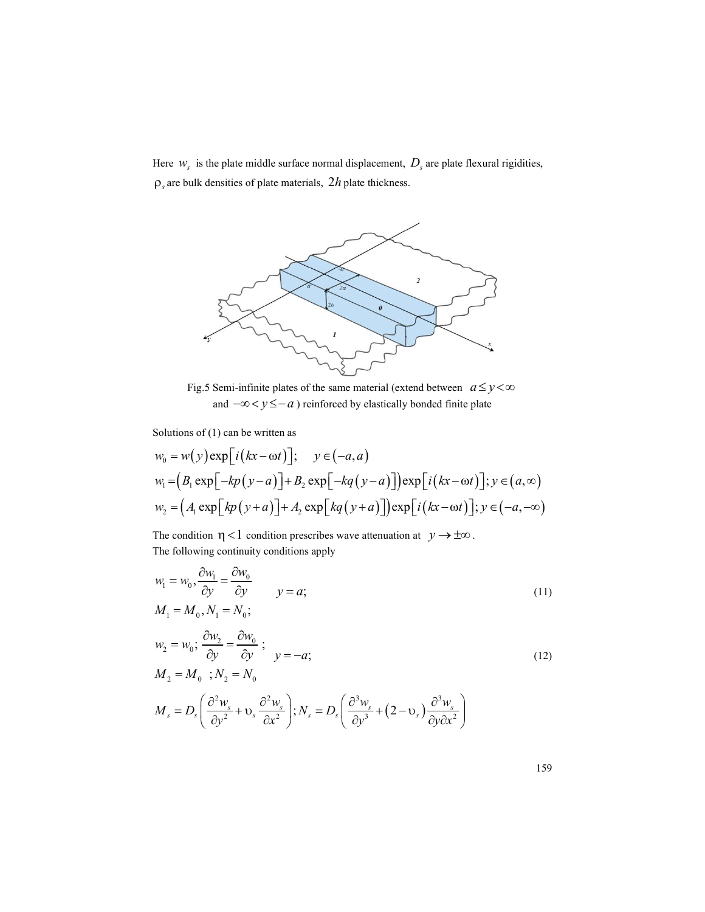Here $w_s$ is the plate middle surface normal displacement, $D_s$ are plate flexural rigidities, $\rho_s$ are bulk densities of plate materials, $2h$ plate thickness.

Fig.5 Semi-infinite plates of the same material (extend between $a \le y < \infty$ and $-\infty < y \le -a$ ) reinforced by elastically bonded finite plate

Solutions of (1) can be written as

$$w_0 = w(y)\exp\left[i(kx - \omega t)\right]; \quad y \in (-a, a)$$

$$w_1 = \left(B_1 \exp\left[-kp(y-a)\right] + B_2 \exp\left[-kq(y-a)\right]\right)\exp\left[i(kx - \omega t)\right]; y \in (a, \infty)$$

$$w_2 = \left(A_1 \exp\left[kp(y+a)\right] + A_2 \exp\left[kq(y+a)\right]\right)\exp\left[i(kx - \omega t)\right]; y \in (-a, -\infty)$$

The condition $\eta < 1$ condition prescribes wave attenuation at $y \to \pm\infty$.

The following continuity conditions apply

$$w_1 = w_0, \frac{\partial w_1}{\partial y} = \frac{\partial w_0}{\partial y} \qquad y = a; \qquad (11)$$

$$M_1 = M_0, N_1 = N_0;$$

$$w_2 = w_0; \frac{\partial w_2}{\partial y} = \frac{\partial w_0}{\partial y}; \qquad y = -a; \qquad (12)$$

$$M_2 = M_0 \; ; N_2 = N_0$$

$$M_s = D_s\left(\frac{\partial^2 w_s}{\partial y^2} + \upsilon_s \frac{\partial^2 w_s}{\partial x^2}\right); N_s = D_s\left(\frac{\partial^3 w_s}{\partial y^3} + (2 - \upsilon_s)\frac{\partial^3 w_s}{\partial y \partial x^2}\right)$$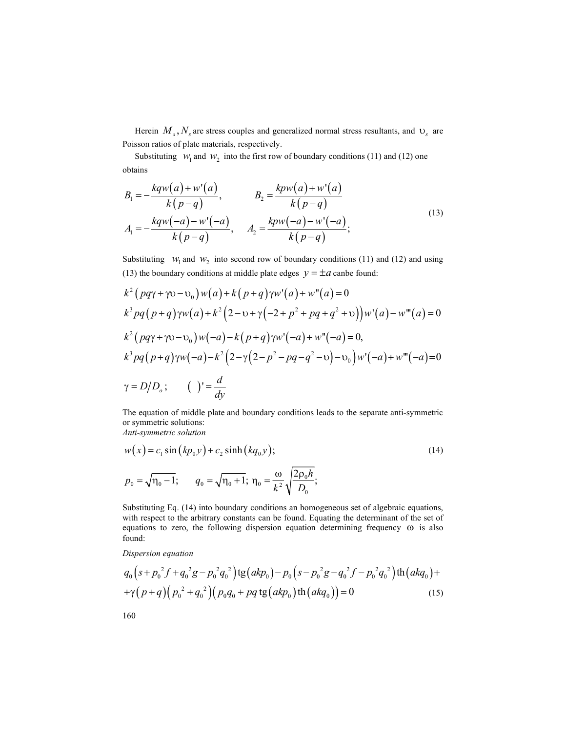Herein $M_s, N_s$ are stress couples and generalized normal stress resultants, and $\upsilon_s$ are Poisson ratios of plate materials, respectively.

Substituting $w_1$ and $w_2$ into the first row of boundary conditions (11) and (12) one obtains

$$
\begin{aligned}
B_1 &= -\frac{kqw(a)+w'(a)}{k(p-q)}, \qquad & B_2 &= \frac{kpw(a)+w'(a)}{k(p-q)} \\
A_1 &= -\frac{kqw(-a)-w'(-a)}{k(p-q)}, \qquad & A_2 &= \frac{kpw(-a)-w'(-a)}{k(p-q)};
\end{aligned}
\tag{13}
$$

Substituting $w_1$ and $w_2$ into second row of boundary conditions (11) and (12) and using (13) the boundary conditions at middle plate edges $y = \pm a$ canbe found:

$$
k^2\left(pq\gamma+\gamma\upsilon-\upsilon_0\right)w(a)+k\left(p+q\right)\gamma w'(a)+w''(a)=0
$$

$$
k^3 pq\left(p+q\right)\gamma w(a)+k^2\left(2-\upsilon+\gamma\left(-2+p^2+pq+q^2+\upsilon\right)\right)w'(a)-w'''(a)=0
$$

$$
k^2\left(pq\gamma+\gamma\upsilon-\upsilon_0\right)w(-a)-k\left(p+q\right)\gamma w'(-a)+w''(-a)=0,
$$

$$
k^3 pq\left(p+q\right)\gamma w(-a)-k^2\left(2-\gamma\left(2-p^2-pq-q^2-\upsilon\right)-\upsilon_0\right)w'(-a)+w'''(-a)=0
$$

$$
\gamma = D/D_o; \qquad (\ )' = \frac{d}{dy}
$$

The equation of middle plate and boundary conditions leads to the separate anti-symmetric or symmetric solutions:

*Anti-symmetric solution*

$$
w(x) = c_1 \sin\left(kp_0 y\right) + c_2 \sinh\left(kq_0 y\right);
\tag{14}
$$

$$
p_0 = \sqrt{\eta_0 - 1}; \qquad q_0 = \sqrt{\eta_0 + 1}; \ \eta_0 = \frac{\omega}{k^2}\sqrt{\frac{2\rho_0 h}{D_0}};
$$

Substituting Eq. (14) into boundary conditions an homogeneous set of algebraic equations, with respect to the arbitrary constants can be found. Equating the determinant of the set of equations to zero, the following dispersion equation determining frequency $\omega$ is also found:

*Dispersion equation*

$$
\begin{aligned}
&q_0\left(s+p_0^2 f+q_0^2 g-p_0^2 q_0^2\right)\mathrm{tg}\left(akp_0\right)-p_0\left(s-p_0^2 g-q_0^2 f-p_0^2 q_0^2\right)\mathrm{th}\left(akq_0\right)+ \\
&+\gamma\left(p+q\right)\left(p_0^2+q_0^2\right)\left(p_0 q_0+pq\,\mathrm{tg}\left(akp_0\right)\mathrm{th}\left(akq_0\right)\right)=0
\end{aligned}
\tag{15}
$$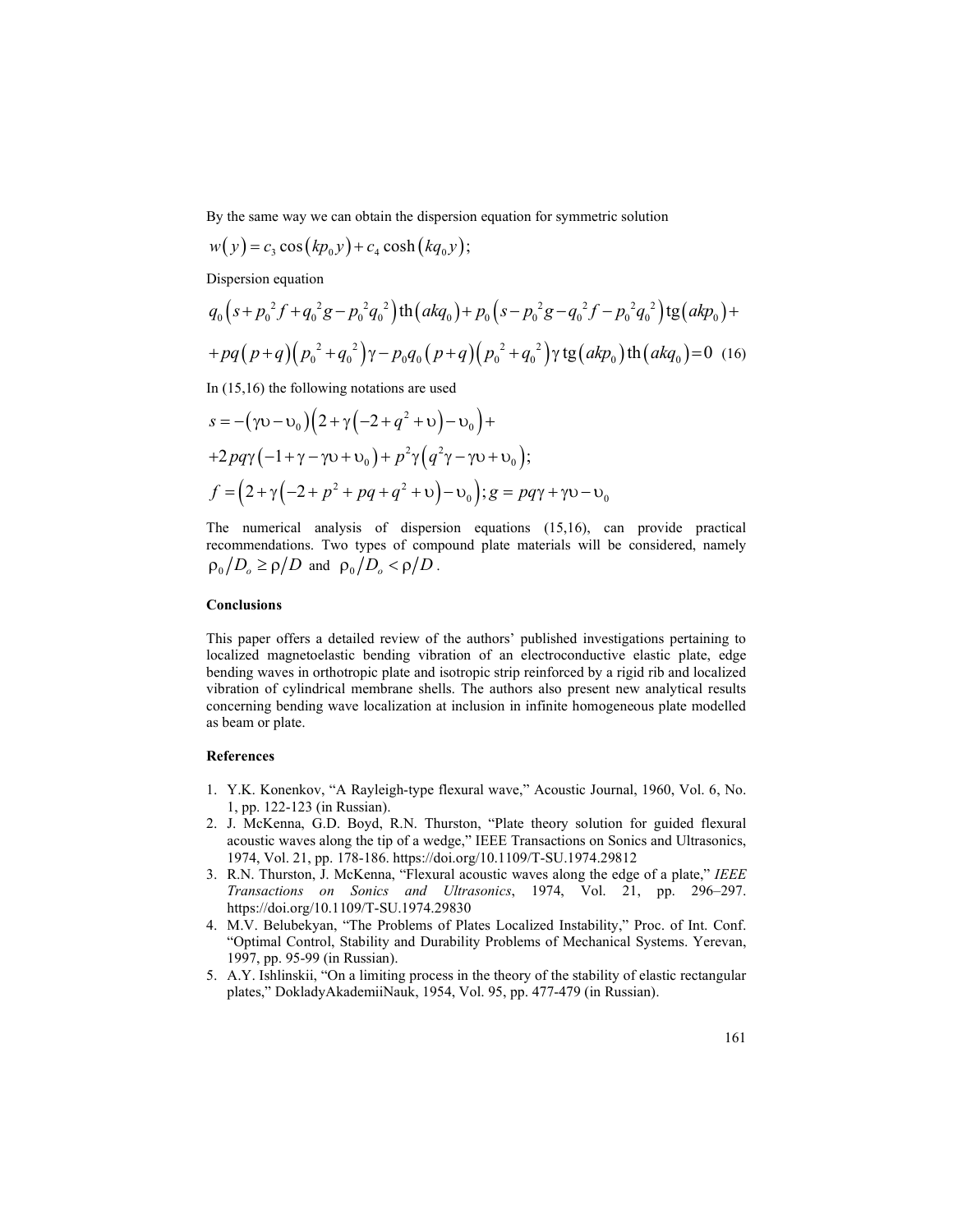By the same way we can obtain the dispersion equation for symmetric solution

$$w(y) = c_3 \cos(kp_0 y) + c_4 \cosh(kq_0 y);$$

Dispersion equation

$$q_0\left(s + p_0^2 f + q_0^2 g - p_0^2 q_0^2\right)\operatorname{th}\left(akq_0\right) + p_0\left(s - p_0^2 g - q_0^2 f - p_0^2 q_0^2\right)\operatorname{tg}\left(akp_0\right) +$$

$$+ pq(p+q)\left(p_0^2 + q_0^2\right)\gamma - p_0 q_0 (p+q)\left(p_0^2 + q_0^2\right)\gamma \operatorname{tg}\left(akp_0\right)\operatorname{th}\left(akq_0\right) = 0 \quad (16)$$

In (15,16) the following notations are used

$$s = -(\gamma\upsilon - \upsilon_0)\left(2 + \gamma\left(-2 + q^2 + \upsilon\right) - \upsilon_0\right) +$$

$$+ 2pq\gamma\left(-1 + \gamma - \gamma\upsilon + \upsilon_0\right) + p^2\gamma\left(q^2\gamma - \gamma\upsilon + \upsilon_0\right);$$

$$f = \left(2 + \gamma\left(-2 + p^2 + pq + q^2 + \upsilon\right) - \upsilon_0\right); g = pq\gamma + \gamma\upsilon - \upsilon_0$$

The numerical analysis of dispersion equations (15,16), can provide practical recommendations. Two types of compound plate materials will be considered, namely $\rho_0 / D_o \geq \rho / D$ and $\rho_0 / D_o < \rho / D$.

### Conclusions

This paper offers a detailed review of the authors' published investigations pertaining to localized magnetoelastic bending vibration of an electroconductive elastic plate, edge bending waves in orthotropic plate and isotropic strip reinforced by a rigid rib and localized vibration of cylindrical membrane shells. The authors also present new analytical results concerning bending wave localization at inclusion in infinite homogeneous plate modelled as beam or plate.

### References

1. Y.K. Konenkov, "A Rayleigh-type flexural wave," Acoustic Journal, 1960, Vol. 6, No. 1, pp. 122-123 (in Russian).
2. J. McKenna, G.D. Boyd, R.N. Thurston, "Plate theory solution for guided flexural acoustic waves along the tip of a wedge," IEEE Transactions on Sonics and Ultrasonics, 1974, Vol. 21, pp. 178-186. https://doi.org/10.1109/T-SU.1974.29812
3. R.N. Thurston, J. McKenna, "Flexural acoustic waves along the edge of a plate," *IEEE Transactions on Sonics and Ultrasonics*, 1974, Vol. 21, pp. 296–297. https://doi.org/10.1109/T-SU.1974.29830
4. M.V. Belubekyan, "The Problems of Plates Localized Instability," Proc. of Int. Conf. "Optimal Control, Stability and Durability Problems of Mechanical Systems. Yerevan, 1997, pp. 95-99 (in Russian).
5. A.Y. Ishlinskii, "On a limiting process in the theory of the stability of elastic rectangular plates," DokladyAkademiiNauk, 1954, Vol. 95, pp. 477-479 (in Russian).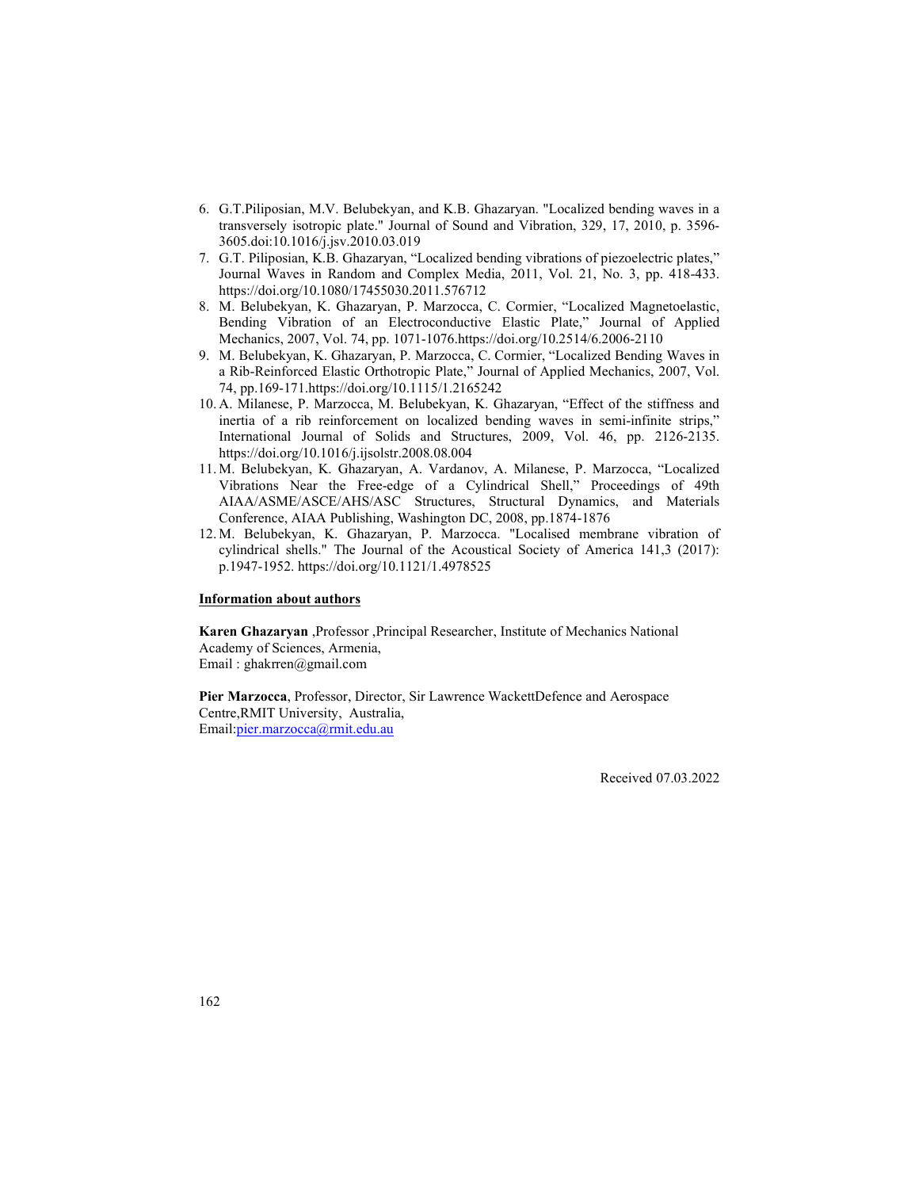6. G.T.Piliposian, M.V. Belubekyan, and K.B. Ghazaryan. "Localized bending waves in a transversely isotropic plate." Journal of Sound and Vibration, 329, 17, 2010, p. 3596-3605.doi:10.1016/j.jsv.2010.03.019
7. G.T. Piliposian, K.B. Ghazaryan, "Localized bending vibrations of piezoelectric plates," Journal Waves in Random and Complex Media, 2011, Vol. 21, No. 3, pp. 418-433. https://doi.org/10.1080/17455030.2011.576712
8. M. Belubekyan, K. Ghazaryan, P. Marzocca, C. Cormier, "Localized Magnetoelastic, Bending Vibration of an Electroconductive Elastic Plate," Journal of Applied Mechanics, 2007, Vol. 74, pp. 1071-1076.https://doi.org/10.2514/6.2006-2110
9. M. Belubekyan, K. Ghazaryan, P. Marzocca, C. Cormier, "Localized Bending Waves in a Rib-Reinforced Elastic Orthotropic Plate," Journal of Applied Mechanics, 2007, Vol. 74, pp.169-171.https://doi.org/10.1115/1.2165242
10. A. Milanese, P. Marzocca, M. Belubekyan, K. Ghazaryan, "Effect of the stiffness and inertia of a rib reinforcement on localized bending waves in semi-infinite strips," International Journal of Solids and Structures, 2009, Vol. 46, pp. 2126-2135. https://doi.org/10.1016/j.ijsolstr.2008.08.004
11. M. Belubekyan, K. Ghazaryan, A. Vardanov, A. Milanese, P. Marzocca, "Localized Vibrations Near the Free-edge of a Cylindrical Shell," Proceedings of 49th AIAA/ASME/ASCE/AHS/ASC Structures, Structural Dynamics, and Materials Conference, AIAA Publishing, Washington DC, 2008, pp.1874-1876
12. M. Belubekyan, K. Ghazaryan, P. Marzocca. "Localised membrane vibration of cylindrical shells." The Journal of the Acoustical Society of America 141,3 (2017): p.1947-1952. https://doi.org/10.1121/1.4978525

**Information about authors**

**Karen Ghazaryan** ,Professor ,Principal Researcher, Institute of Mechanics National Academy of Sciences, Armenia,
Email : ghakrren@gmail.com

**Pier Marzocca**, Professor, Director, Sir Lawrence WackettDefence and Aerospace Centre,RMIT University, Australia,
Email:pier.marzocca@rmit.edu.au

Received 07.03.2022